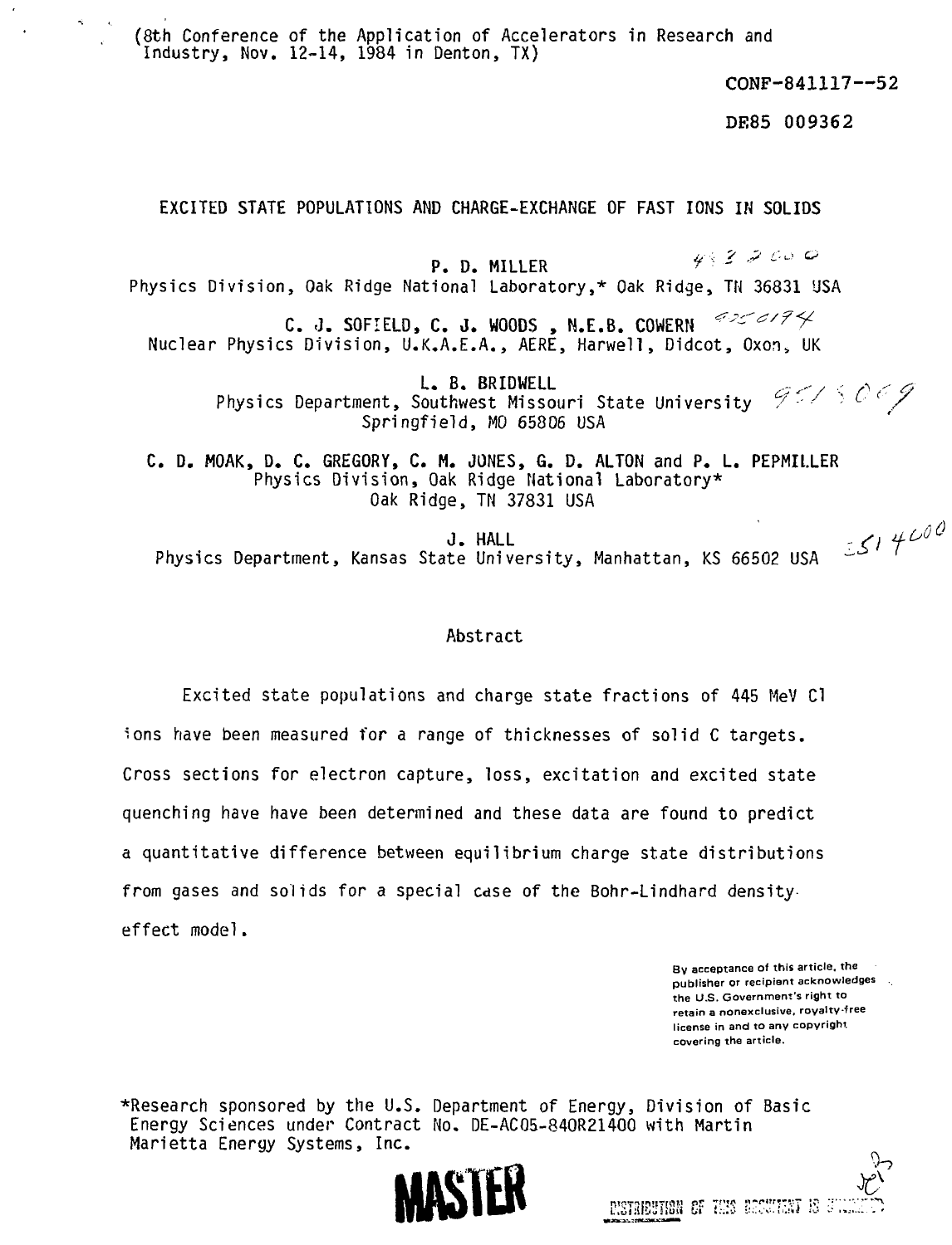(8th Conference of the Application of Accelerators in Research and Industry, Nov. 12-14, 1984 in Denton, TX)

CONF-841117--52

DE85 009362

# EXCITED STATE POPULATIONS AND CHARGE-EXCHANGE OF FAST IONS IN SOLIDS

P. D. MILLER
Physics Division, Oak Ridge National Laboratory,* Oak Ridge, TN 36831 USA

C. J. SOFIELD, C. J. WOODS , N.E.B. COWERN
Nuclear Physics Division, U.K.A.E.A., AERE, Harwell, Didcot, Oxon, UK

L. B. BRIDWELL
Physics Department, Southwest Missouri State University
Springfield, MO 65806 USA

C. D. MOAK, D. C. GREGORY, C. M. JONES, G. D. ALTON and P. L. PEPMILLER
Physics Division, Oak Ridge National Laboratory*
Oak Ridge, TN 37831 USA

J. HALL
Physics Department, Kansas State University, Manhattan, KS 66502 USA

## Abstract

Excited state populations and charge state fractions of 445 MeV Cl ions have been measured for a range of thicknesses of solid C targets. Cross sections for electron capture, loss, excitation and excited state quenching have have been determined and these data are found to predict a quantitative difference between equilibrium charge state distributions from gases and solids for a special case of the Bohr-Lindhard density effect model.

By acceptance of this article, the publisher or recipient acknowledges the U.S. Government's right to retain a nonexclusive, royalty-free license in and to any copyright covering the article.

*Research sponsored by the U.S. Department of Energy, Division of Basic Energy Sciences under Contract No. DE-AC05-84OR21400 with Martin Marietta Energy Systems, Inc.

MASTER

DISTRIBUTION OF THIS DOCUMENT IS UNLIMITED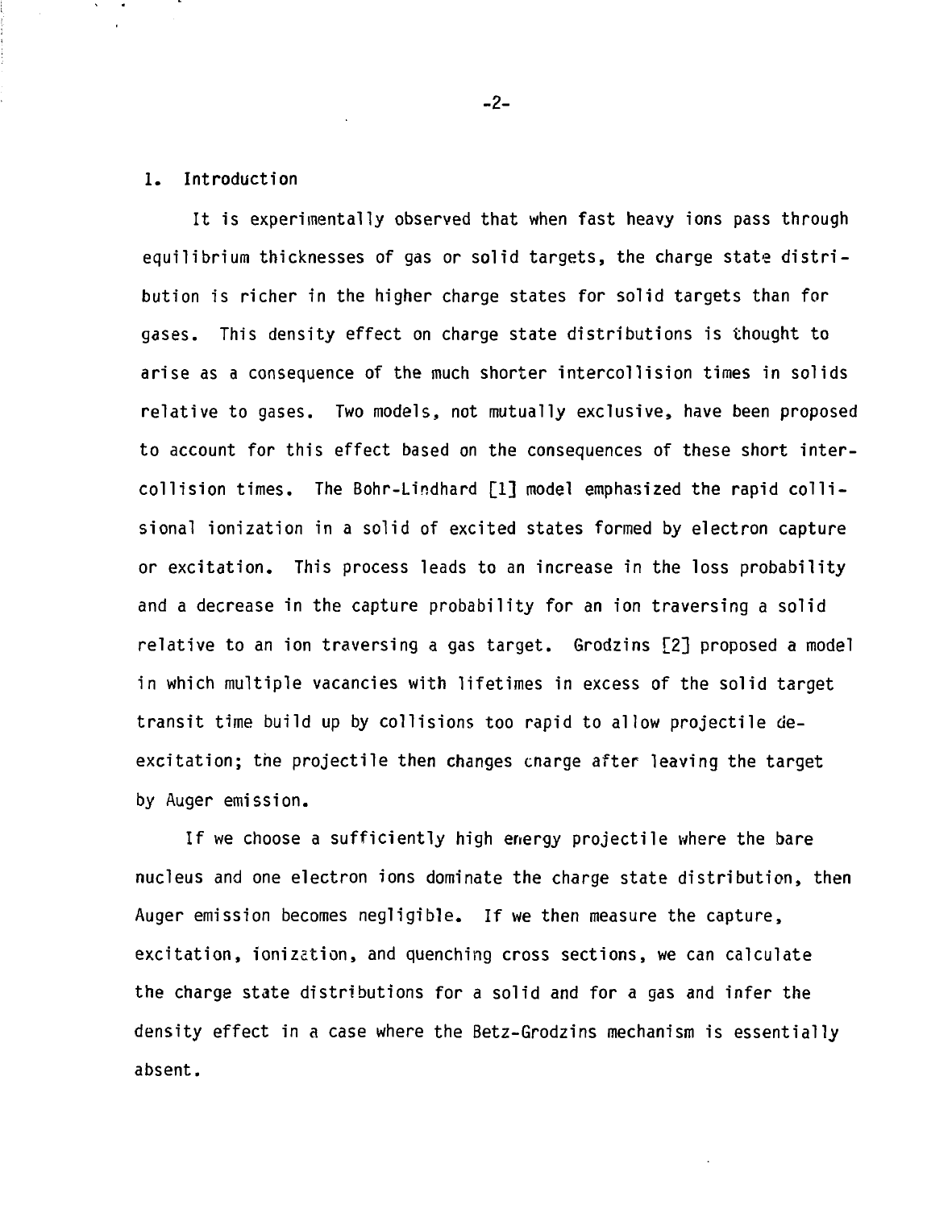## 1. Introduction

It is experimentally observed that when fast heavy ions pass through equilibrium thicknesses of gas or solid targets, the charge state distribution is richer in the higher charge states for solid targets than for gases. This density effect on charge state distributions is thought to arise as a consequence of the much shorter intercollision times in solids relative to gases. Two models, not mutually exclusive, have been proposed to account for this effect based on the consequences of these short intercollision times. The Bohr-Lindhard [1] model emphasized the rapid collisional ionization in a solid of excited states formed by electron capture or excitation. This process leads to an increase in the loss probability and a decrease in the capture probability for an ion traversing a solid relative to an ion traversing a gas target. Grodzins [2] proposed a model in which multiple vacancies with lifetimes in excess of the solid target transit time build up by collisions too rapid to allow projectile de-excitation; the projectile then changes charge after leaving the target by Auger emission.

If we choose a sufficiently high energy projectile where the bare nucleus and one electron ions dominate the charge state distribution, then Auger emission becomes negligible. If we then measure the capture, excitation, ionization, and quenching cross sections, we can calculate the charge state distributions for a solid and for a gas and infer the density effect in a case where the Betz-Grodzins mechanism is essentially absent.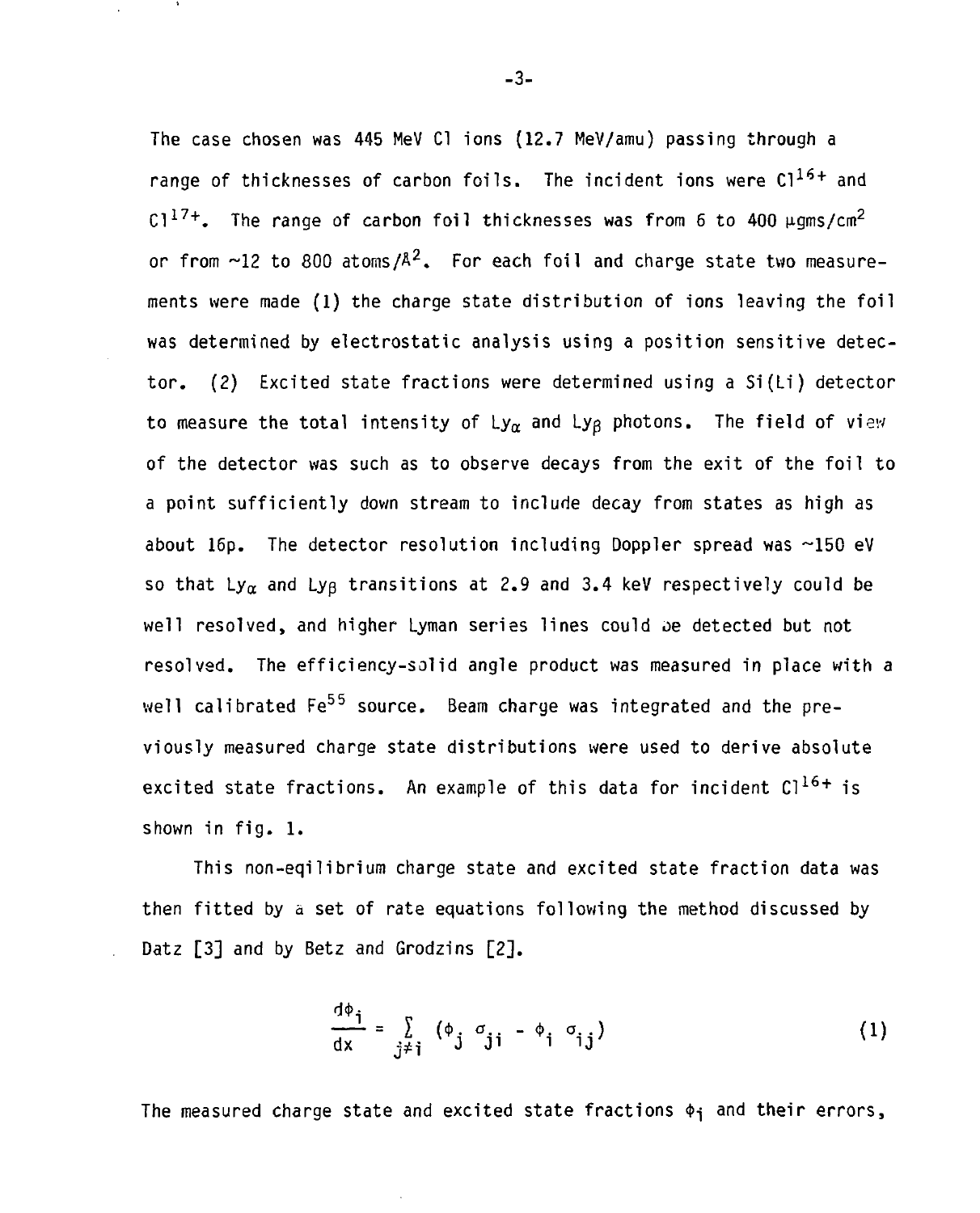The case chosen was 445 MeV Cl ions (12.7 MeV/amu) passing through a range of thicknesses of carbon foils. The incident ions were $Cl^{16+}$ and $Cl^{17+}$. The range of carbon foil thicknesses was from 6 to 400 μgms/cm$^2$ or from ~12 to 800 atoms/Å$^2$. For each foil and charge state two measurements were made (1) the charge state distribution of ions leaving the foil was determined by electrostatic analysis using a position sensitive detector. (2) Excited state fractions were determined using a Si(Li) detector to measure the total intensity of $Ly_\alpha$ and $Ly_\beta$ photons. The field of view of the detector was such as to observe decays from the exit of the foil to a point sufficiently down stream to include decay from states as high as about 16p. The detector resolution including Doppler spread was ~150 eV so that $Ly_\alpha$ and $Ly_\beta$ transitions at 2.9 and 3.4 keV respectively could be well resolved, and higher Lyman series lines could be detected but not resolved. The efficiency-solid angle product was measured in place with a well calibrated $Fe^{55}$ source. Beam charge was integrated and the previously measured charge state distributions were used to derive absolute excited state fractions. An example of this data for incident $Cl^{16+}$ is shown in fig. 1.

This non-eqilibrium charge state and excited state fraction data was then fitted by a set of rate equations following the method discussed by Datz [3] and by Betz and Grodzins [2].

$$\frac{d\phi_i}{dx} = \sum_{j \neq i} (\phi_j \, \sigma_{ji} - \phi_i \, \sigma_{ij}) \tag{1}$$

The measured charge state and excited state fractions $\phi_i$ and their errors,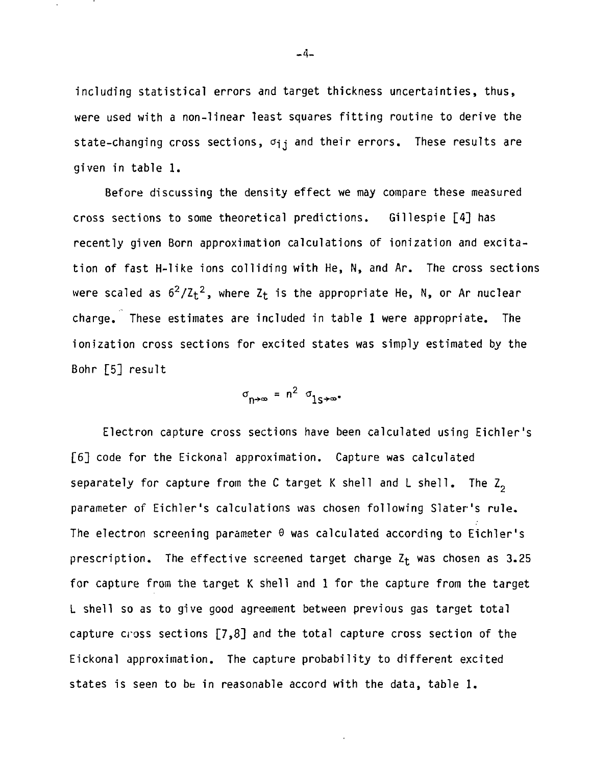including statistical errors and target thickness uncertainties, thus, were used with a non-linear least squares fitting routine to derive the state-changing cross sections, $\sigma_{ij}$ and their errors. These results are given in table 1.

Before discussing the density effect we may compare these measured cross sections to some theoretical predictions. Gillespie [4] has recently given Born approximation calculations of ionization and excitation of fast H-like ions colliding with He, N, and Ar. The cross sections were scaled as $6^2/Z_t^2$, where $Z_t$ is the appropriate He, N, or Ar nuclear charge. These estimates are included in table 1 were appropriate. The ionization cross sections for excited states was simply estimated by the Bohr [5] result

$$\sigma_{n\to\infty} = n^2 \ \sigma_{1s\to\infty}.$$

Electron capture cross sections have been calculated using Eichler's [6] code for the Eickonal approximation. Capture was calculated separately for capture from the C target K shell and L shell. The $Z_2$ parameter of Eichler's calculations was chosen following Slater's rule. The electron screening parameter $\theta$ was calculated according to Eichler's prescription. The effective screened target charge $Z_t$ was chosen as 3.25 for capture from the target K shell and 1 for the capture from the target L shell so as to give good agreement between previous gas target total capture cross sections [7,8] and the total capture cross section of the Eickonal approximation. The capture probability to different excited states is seen to be in reasonable accord with the data, table 1.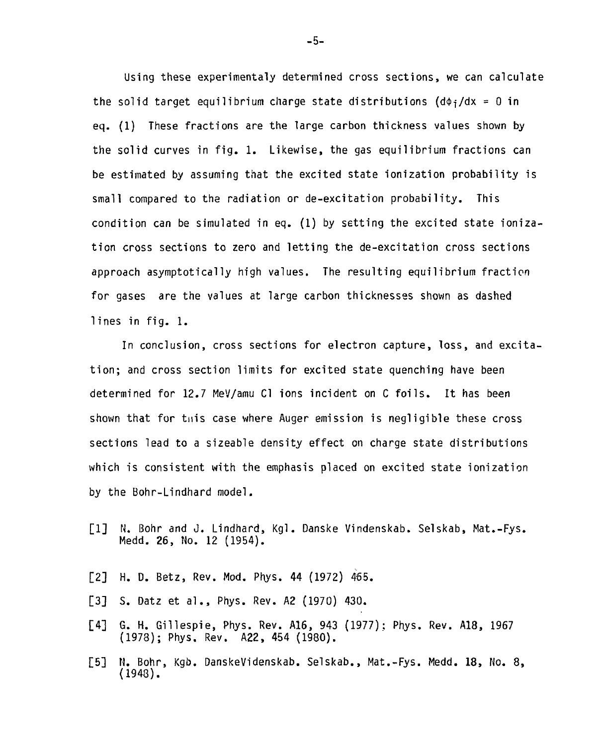Using these experimentaly determined cross sections, we can calculate the solid target equilibrium charge state distributions ($d\phi_i/dx = 0$ in eq. (1) These fractions are the large carbon thickness values shown by the solid curves in fig. 1. Likewise, the gas equilibrium fractions can be estimated by assuming that the excited state ionization probability is small compared to the radiation or de-excitation probability. This condition can be simulated in eq. (1) by setting the excited state ionization cross sections to zero and letting the de-excitation cross sections approach asymptotically high values. The resulting equilibrium fraction for gases are the values at large carbon thicknesses shown as dashed lines in fig. 1.

In conclusion, cross sections for electron capture, loss, and excitation; and cross section limits for excited state quenching have been determined for 12.7 MeV/amu Cl ions incident on C foils. It has been shown that for this case where Auger emission is negligible these cross sections lead to a sizeable density effect on charge state distributions which is consistent with the emphasis placed on excited state ionization by the Bohr-Lindhard model.

[1] N. Bohr and J. Lindhard, Kgl. Danske Vindenskab. Selskab, Mat.-Fys. Medd. **26**, No. 12 (1954).

[2] H. D. Betz, Rev. Mod. Phys. **44** (1972) 465.

[3] S. Datz et al., Phys. Rev. A2 (1970) 430.

[4] G. H. Gillespie, Phys. Rev. A16, 943 (1977); Phys. Rev. A18, 1967 (1978); Phys. Rev. A22, 454 (1980).

[5] N. Bohr, Kgb. DanskeVidenskab. Selskab., Mat.-Fys. Medd. **18**, No. 8, (1948).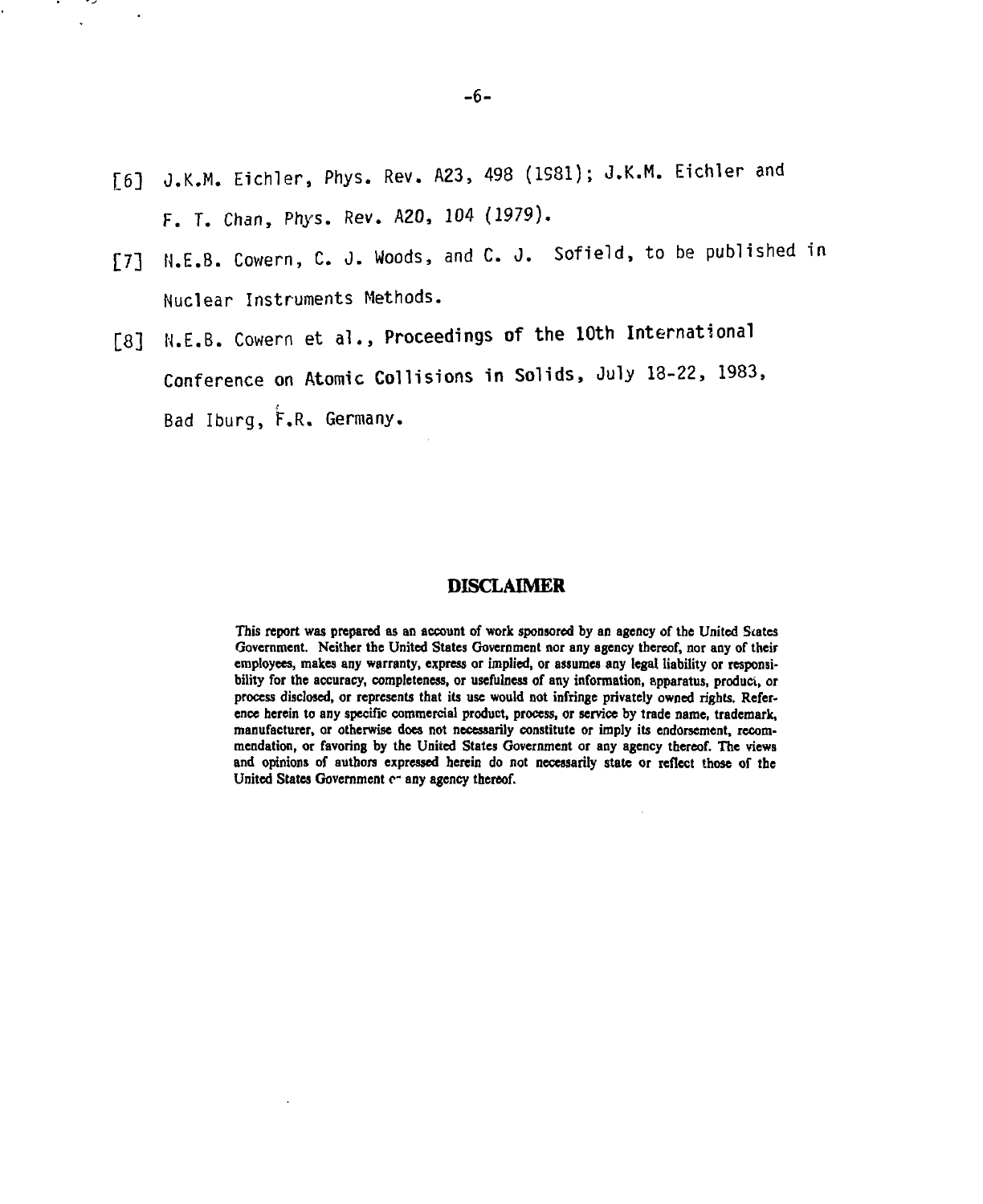[6] J.K.M. Eichler, Phys. Rev. A23, 498 (1981); J.K.M. Eichler and F. T. Chan, Phys. Rev. A20, 104 (1979).

[7] N.E.B. Cowern, C. J. Woods, and C. J. Sofield, to be published in Nuclear Instruments Methods.

[8] N.E.B. Cowern et al., Proceedings of the 10th International Conference on Atomic Collisions in Solids, July 18-22, 1983, Bad Iburg, F.R. Germany.

## DISCLAIMER

This report was prepared as an account of work sponsored by an agency of the United States Government. Neither the United States Government nor any agency thereof, nor any of their employees, makes any warranty, express or implied, or assumes any legal liability or responsibility for the accuracy, completeness, or usefulness of any information, apparatus, product, or process disclosed, or represents that its use would not infringe privately owned rights. Reference herein to any specific commercial product, process, or service by trade name, trademark, manufacturer, or otherwise does not necessarily constitute or imply its endorsement, recommendation, or favoring by the United States Government or any agency thereof. The views and opinions of authors expressed herein do not necessarily state or reflect those of the United States Government or any agency thereof.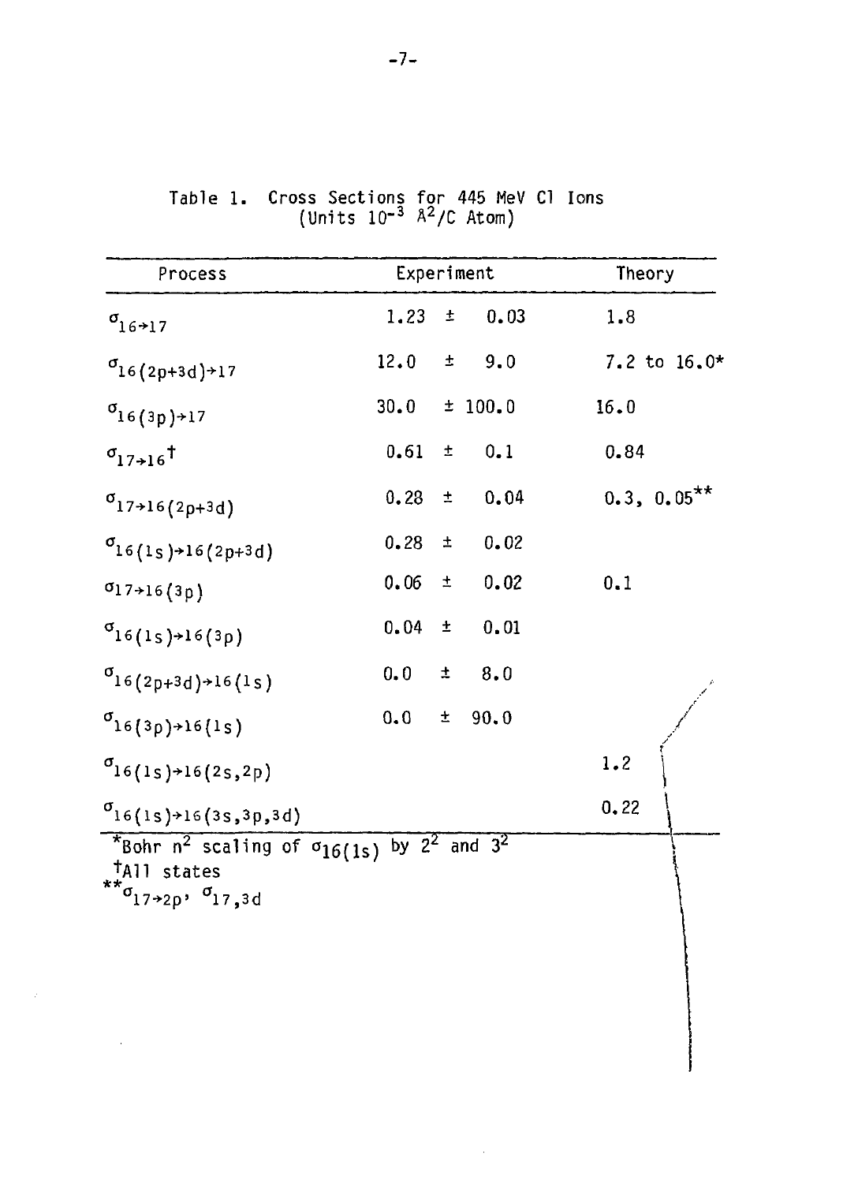Table 1. Cross Sections for 445 MeV Cl Ions
(Units $10^{-3}$ Å$^2$/C Atom)

| Process | Experiment | Theory |
|---|---|---|
| $\sigma_{16\to17}$ | $1.23 \pm 0.03$ | 1.8 |
| $\sigma_{16(2p+3d)\to17}$ | $12.0 \pm 9.0$ | 7.2 to 16.0* |
| $\sigma_{16(3p)\to17}$ | $30.0 \pm 100.0$ | 16.0 |
| $\sigma_{17\to16}$† | $0.61 \pm 0.1$ | 0.84 |
| $\sigma_{17\to16(2p+3d)}$ | $0.28 \pm 0.04$ | 0.3, 0.05** |
| $\sigma_{16(1s)\to16(2p+3d)}$ | $0.28 \pm 0.02$ | |
| $\sigma_{17\to16(3p)}$ | $0.06 \pm 0.02$ | 0.1 |
| $\sigma_{16(1s)\to16(3p)}$ | $0.04 \pm 0.01$ | |
| $\sigma_{16(2p+3d)\to16(1s)}$ | $0.0 \pm 8.0$ | |
| $\sigma_{16(3p)\to16(1s)}$ | $0.0 \pm 90.0$ | |
| $\sigma_{16(1s)\to16(2s,2p)}$ | | 1.2 |
| $\sigma_{16(1s)\to16(3s,3p,3d)}$ | | 0.22 |

*Bohr $n^2$ scaling of $\sigma_{16(1s)}$ by $2^2$ and $3^2$
†All states
**$\sigma_{17\to2p}$, $\sigma_{17,3d}$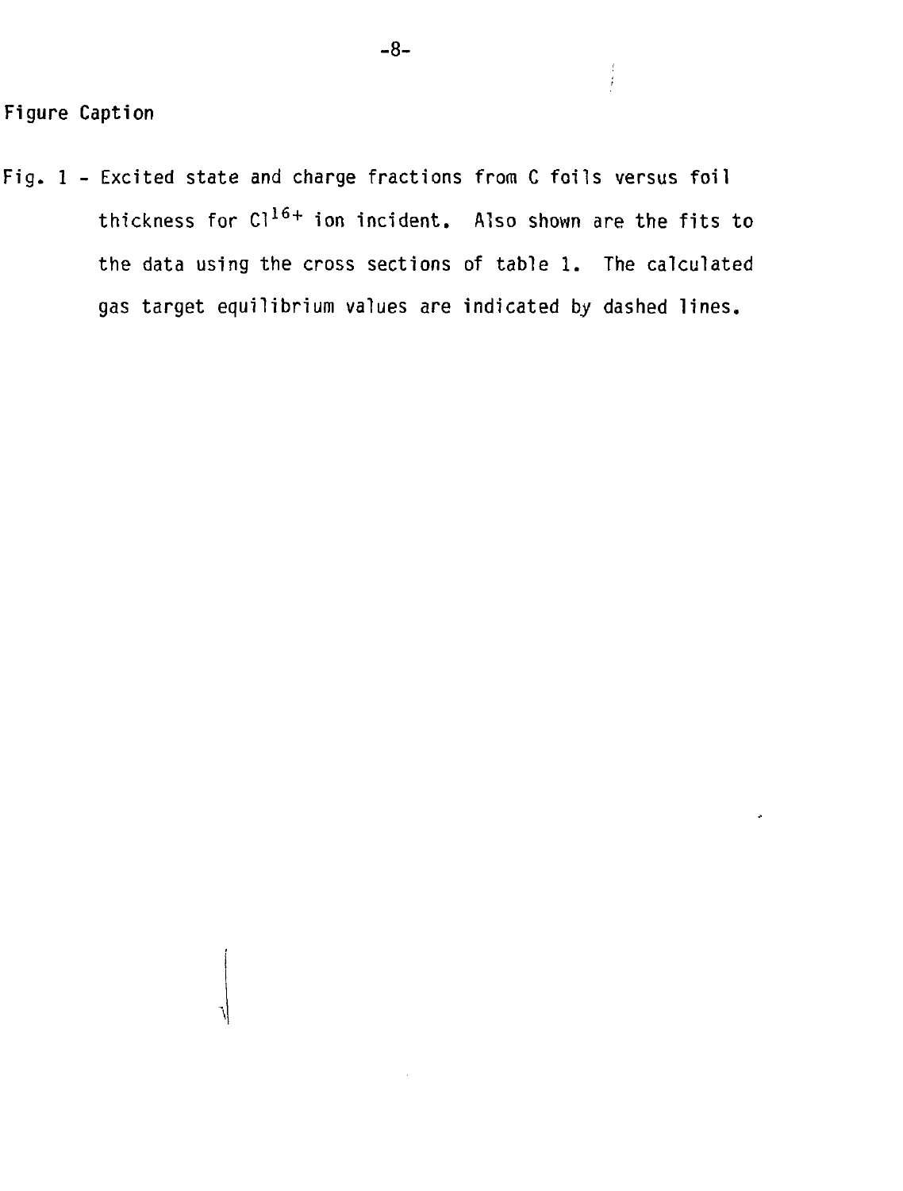## Figure Caption

Fig. 1 - Excited state and charge fractions from C foils versus foil thickness for $Cl^{16+}$ ion incident. Also shown are the fits to the data using the cross sections of table 1. The calculated gas target equilibrium values are indicated by dashed lines.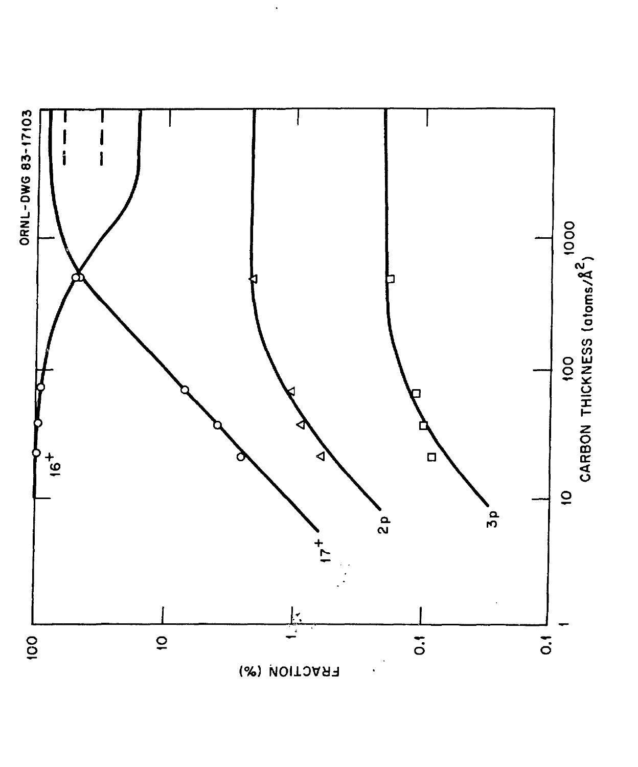ORNL-DWG 83-17103

FRACTION (%)

100

10

1

0.1

0.1

CARBON THICKNESS (atoms/Å$^2$)

1

10

100

1000

$16^+$

$17^+$

2p

3p